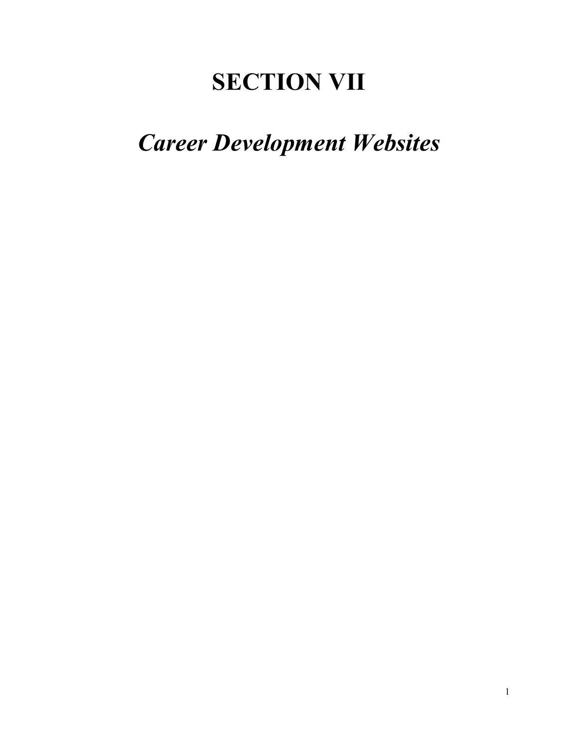# SECTION VII

## *Career Development Websites*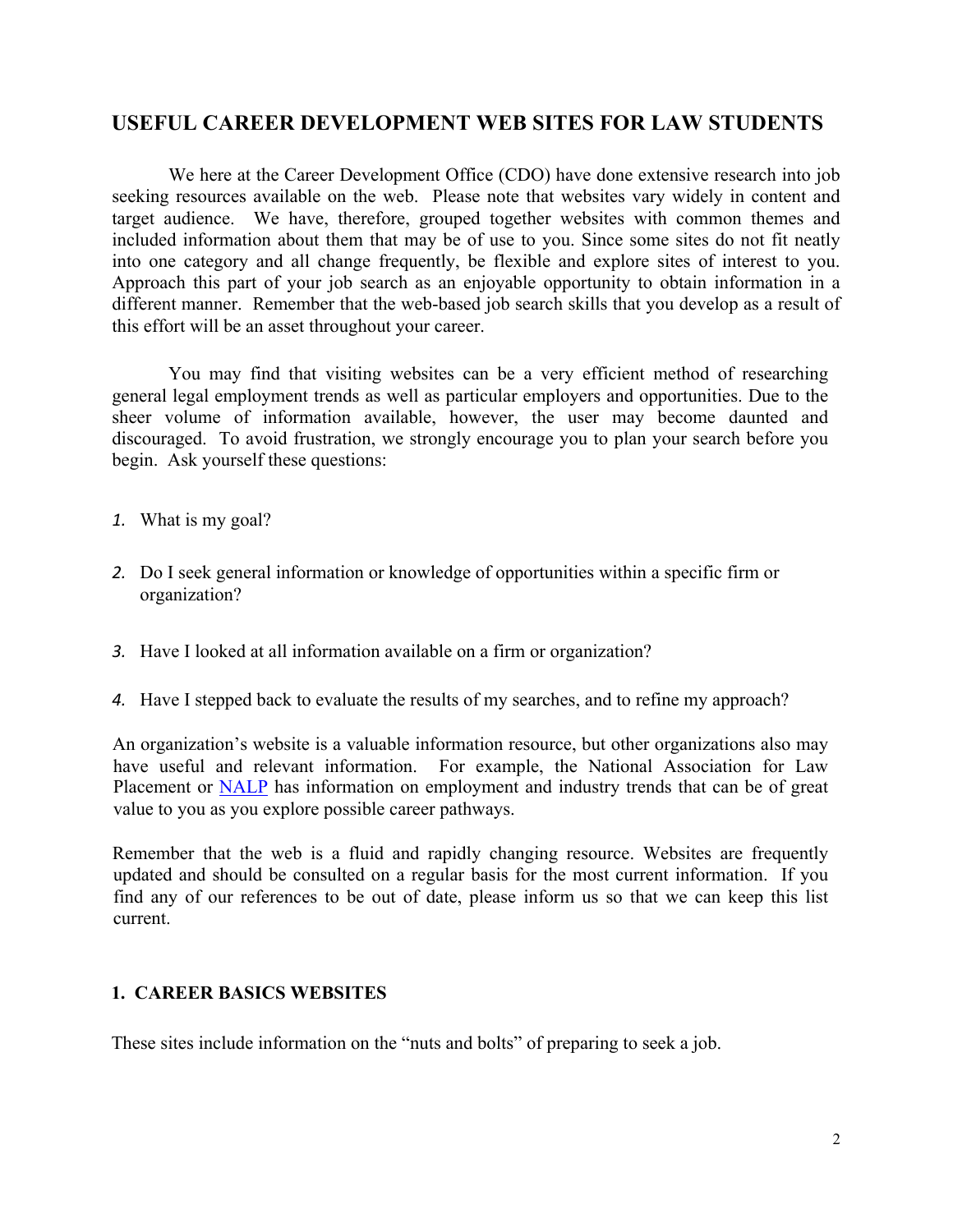## USEFUL CAREER DEVELOPMENT WEB SITES FOR LAW STUDENTS

We here at the Career Development Office (CDO) have done extensive research into job seeking resources available on the web. Please note that websites vary widely in content and target audience. We have, therefore, grouped together websites with common themes and included information about them that may be of use to you. Since some sites do not fit neatly into one category and all change frequently, be flexible and explore sites of interest to you. Approach this part of your job search as an enjoyable opportunity to obtain information in a different manner. Remember that the web-based job search skills that you develop as a result of this effort will be an asset throughout your career.

You may find that visiting websites can be a very efficient method of researching general legal employment trends as well as particular employers and opportunities. Due to the sheer volume of information available, however, the user may become daunted and discouraged. To avoid frustration, we strongly encourage you to plan your search before you begin. Ask yourself these questions:

1. What is my goal?

2. Do I seek general information or knowledge of opportunities within a specific firm or organization?

3. Have I looked at all information available on a firm or organization?

4. Have I stepped back to evaluate the results of my searches, and to refine my approach?

An organization's website is a valuable information resource, but other organizations also may have useful and relevant information. For example, the National Association for Law Placement or NALP has information on employment and industry trends that can be of great value to you as you explore possible career pathways.

Remember that the web is a fluid and rapidly changing resource. Websites are frequently updated and should be consulted on a regular basis for the most current information. If you find any of our references to be out of date, please inform us so that we can keep this list current.

### 1. CAREER BASICS WEBSITES

These sites include information on the "nuts and bolts" of preparing to seek a job.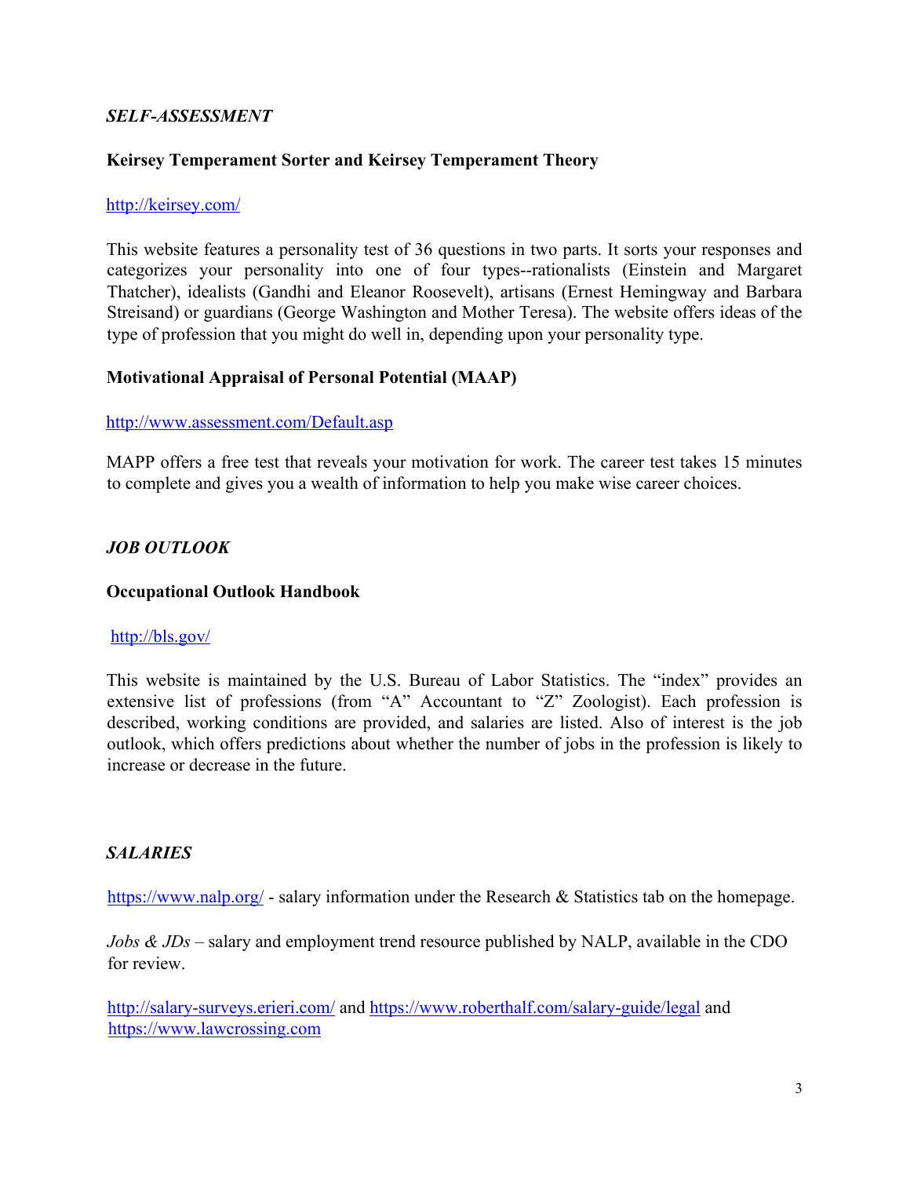## *SELF-ASSESSMENT*

### Keirsey Temperament Sorter and Keirsey Temperament Theory

http://keirsey.com/

This website features a personality test of 36 questions in two parts. It sorts your responses and categorizes your personality into one of four types--rationalists (Einstein and Margaret Thatcher), idealists (Gandhi and Eleanor Roosevelt), artisans (Ernest Hemingway and Barbara Streisand) or guardians (George Washington and Mother Teresa). The website offers ideas of the type of profession that you might do well in, depending upon your personality type.

### Motivational Appraisal of Personal Potential (MAAP)

http://www.assessment.com/Default.asp

MAPP offers a free test that reveals your motivation for work. The career test takes 15 minutes to complete and gives you a wealth of information to help you make wise career choices.

## *JOB OUTLOOK*

### Occupational Outlook Handbook

http://bls.gov/

This website is maintained by the U.S. Bureau of Labor Statistics. The "index" provides an extensive list of professions (from "A" Accountant to "Z" Zoologist). Each profession is described, working conditions are provided, and salaries are listed. Also of interest is the job outlook, which offers predictions about whether the number of jobs in the profession is likely to increase or decrease in the future.

## *SALARIES*

https://www.nalp.org/ - salary information under the Research & Statistics tab on the homepage.

*Jobs & JDs* – salary and employment trend resource published by NALP, available in the CDO for review.

http://salary-surveys.erieri.com/ and https://www.roberthalf.com/salary-guide/legal and https://www.lawcrossing.com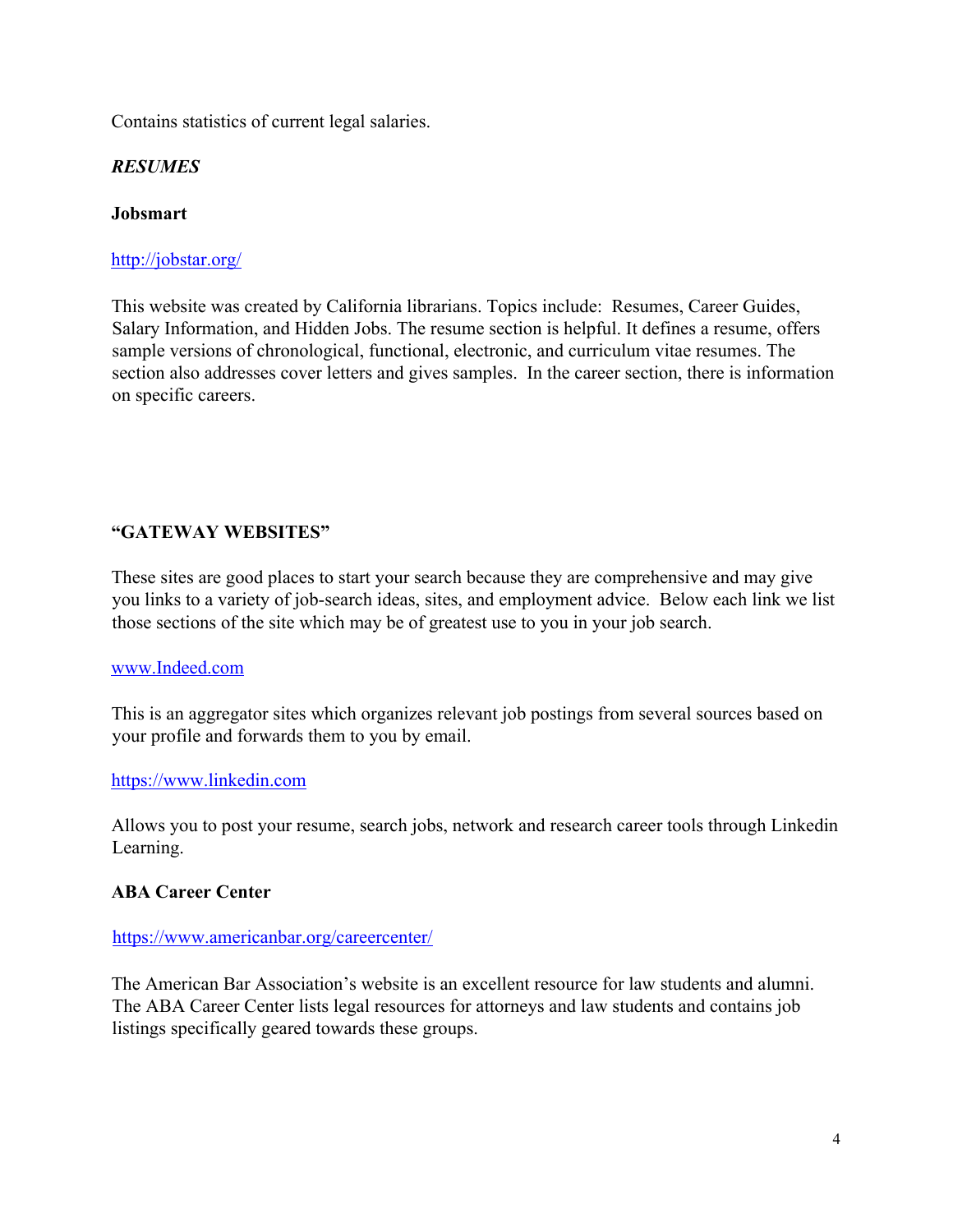Contains statistics of current legal salaries.

## *RESUMES*

**Jobsmart**

http://jobstar.org/

This website was created by California librarians. Topics include: Resumes, Career Guides, Salary Information, and Hidden Jobs. The resume section is helpful. It defines a resume, offers sample versions of chronological, functional, electronic, and curriculum vitae resumes. The section also addresses cover letters and gives samples. In the career section, there is information on specific careers.

## "GATEWAY WEBSITES"

These sites are good places to start your search because they are comprehensive and may give you links to a variety of job-search ideas, sites, and employment advice. Below each link we list those sections of the site which may be of greatest use to you in your job search.

www.Indeed.com

This is an aggregator sites which organizes relevant job postings from several sources based on your profile and forwards them to you by email.

https://www.linkedin.com

Allows you to post your resume, search jobs, network and research career tools through Linkedin Learning.

**ABA Career Center**

https://www.americanbar.org/careercenter/

The American Bar Association's website is an excellent resource for law students and alumni. The ABA Career Center lists legal resources for attorneys and law students and contains job listings specifically geared towards these groups.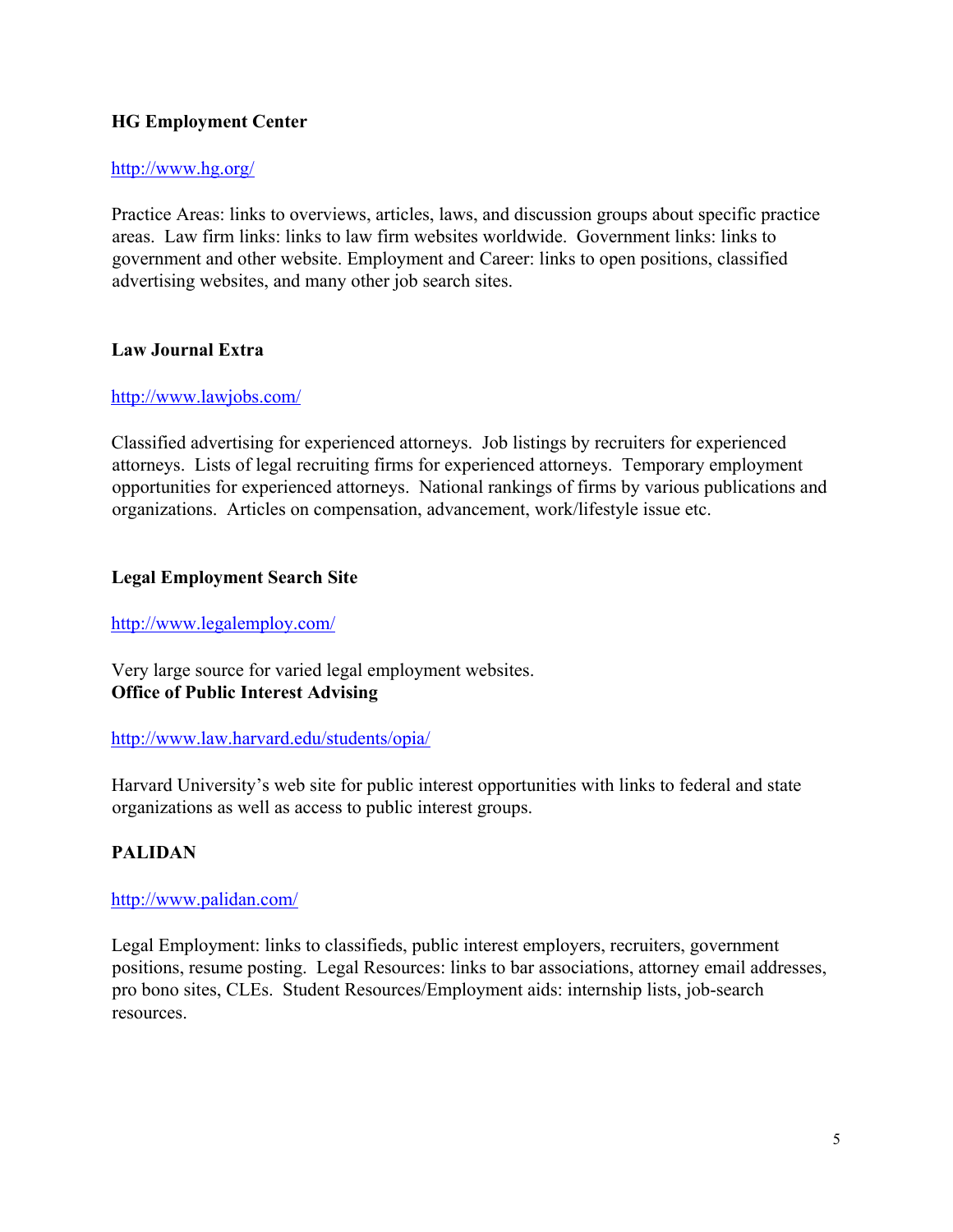**HG Employment Center**

http://www.hg.org/

Practice Areas: links to overviews, articles, laws, and discussion groups about specific practice areas. Law firm links: links to law firm websites worldwide. Government links: links to government and other website. Employment and Career: links to open positions, classified advertising websites, and many other job search sites.

**Law Journal Extra**

http://www.lawjobs.com/

Classified advertising for experienced attorneys. Job listings by recruiters for experienced attorneys. Lists of legal recruiting firms for experienced attorneys. Temporary employment opportunities for experienced attorneys. National rankings of firms by various publications and organizations. Articles on compensation, advancement, work/lifestyle issue etc.

**Legal Employment Search Site**

http://www.legalemploy.com/

Very large source for varied legal employment websites.

**Office of Public Interest Advising**

http://www.law.harvard.edu/students/opia/

Harvard University's web site for public interest opportunities with links to federal and state organizations as well as access to public interest groups.

**PALIDAN**

http://www.palidan.com/

Legal Employment: links to classifieds, public interest employers, recruiters, government positions, resume posting. Legal Resources: links to bar associations, attorney email addresses, pro bono sites, CLEs. Student Resources/Employment aids: internship lists, job-search resources.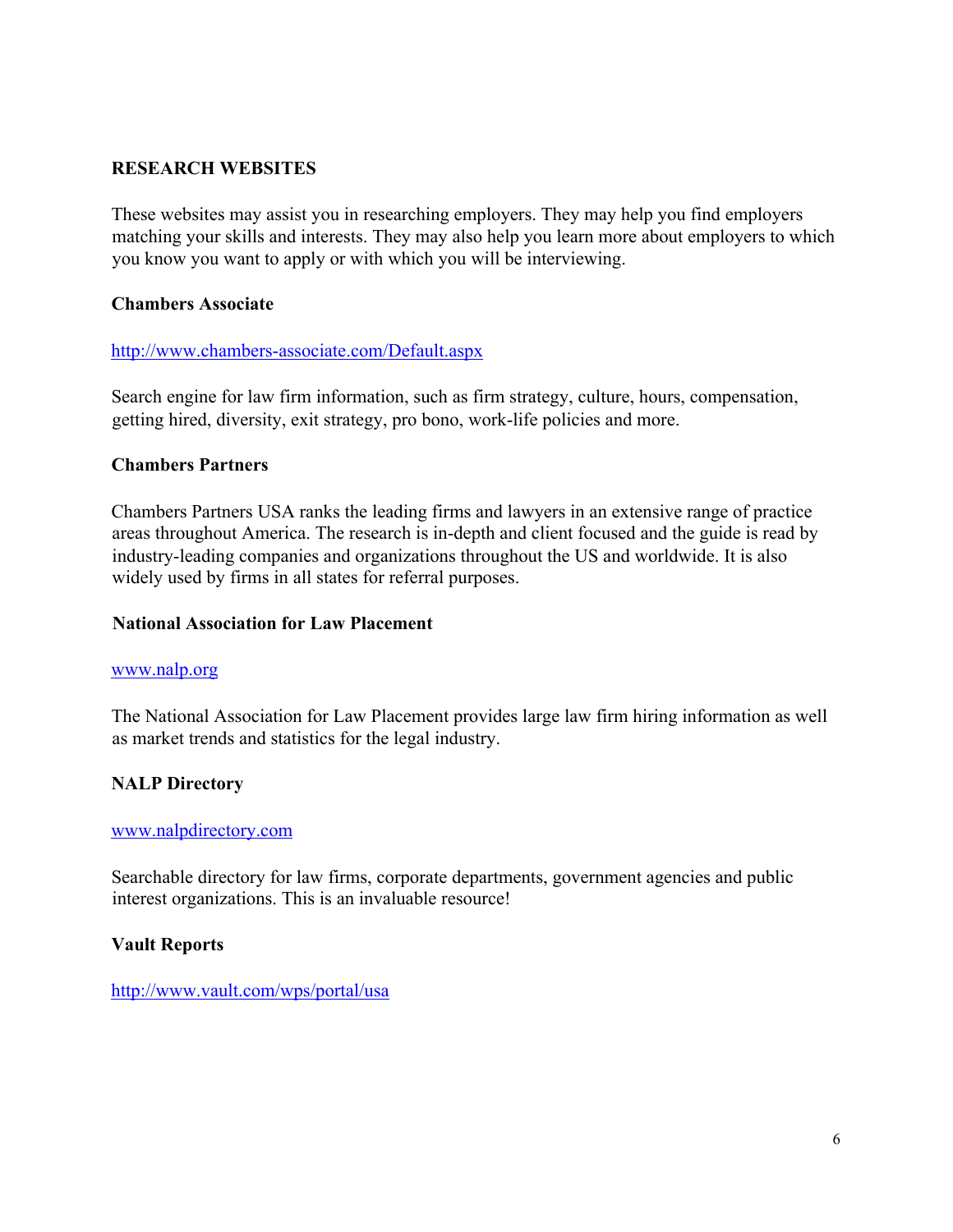## RESEARCH WEBSITES

These websites may assist you in researching employers. They may help you find employers matching your skills and interests. They may also help you learn more about employers to which you know you want to apply or with which you will be interviewing.

### Chambers Associate

http://www.chambers-associate.com/Default.aspx

Search engine for law firm information, such as firm strategy, culture, hours, compensation, getting hired, diversity, exit strategy, pro bono, work-life policies and more.

### Chambers Partners

Chambers Partners USA ranks the leading firms and lawyers in an extensive range of practice areas throughout America. The research is in-depth and client focused and the guide is read by industry-leading companies and organizations throughout the US and worldwide. It is also widely used by firms in all states for referral purposes.

### National Association for Law Placement

www.nalp.org

The National Association for Law Placement provides large law firm hiring information as well as market trends and statistics for the legal industry.

### NALP Directory

www.nalpdirectory.com

Searchable directory for law firms, corporate departments, government agencies and public interest organizations. This is an invaluable resource!

### Vault Reports

http://www.vault.com/wps/portal/usa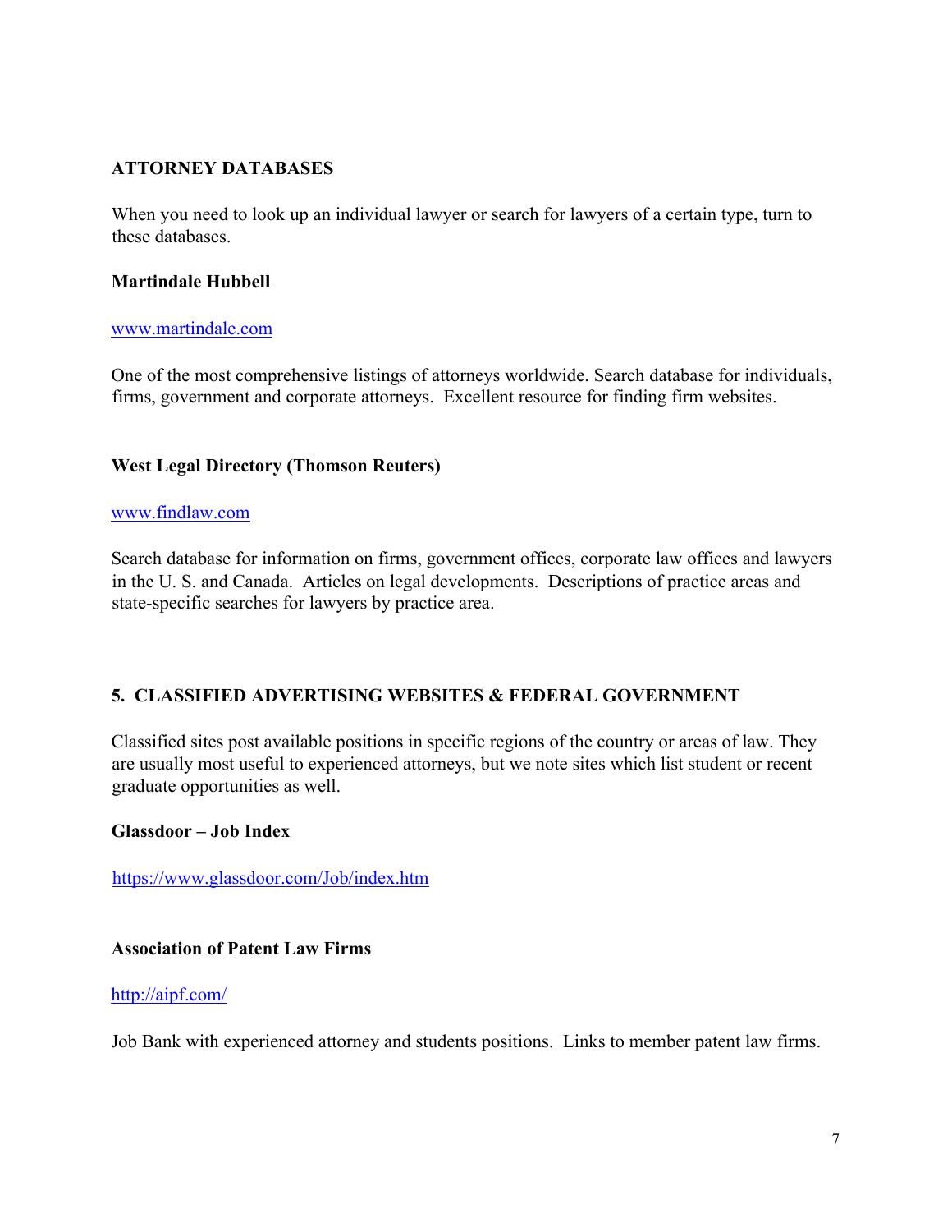## ATTORNEY DATABASES

When you need to look up an individual lawyer or search for lawyers of a certain type, turn to these databases.

### Martindale Hubbell

www.martindale.com

One of the most comprehensive listings of attorneys worldwide. Search database for individuals, firms, government and corporate attorneys. Excellent resource for finding firm websites.

### West Legal Directory (Thomson Reuters)

www.findlaw.com

Search database for information on firms, government offices, corporate law offices and lawyers in the U. S. and Canada. Articles on legal developments. Descriptions of practice areas and state-specific searches for lawyers by practice area.

## 5. CLASSIFIED ADVERTISING WEBSITES & FEDERAL GOVERNMENT

Classified sites post available positions in specific regions of the country or areas of law. They are usually most useful to experienced attorneys, but we note sites which list student or recent graduate opportunities as well.

### Glassdoor – Job Index

https://www.glassdoor.com/Job/index.htm

### Association of Patent Law Firms

http://aipf.com/

Job Bank with experienced attorney and students positions. Links to member patent law firms.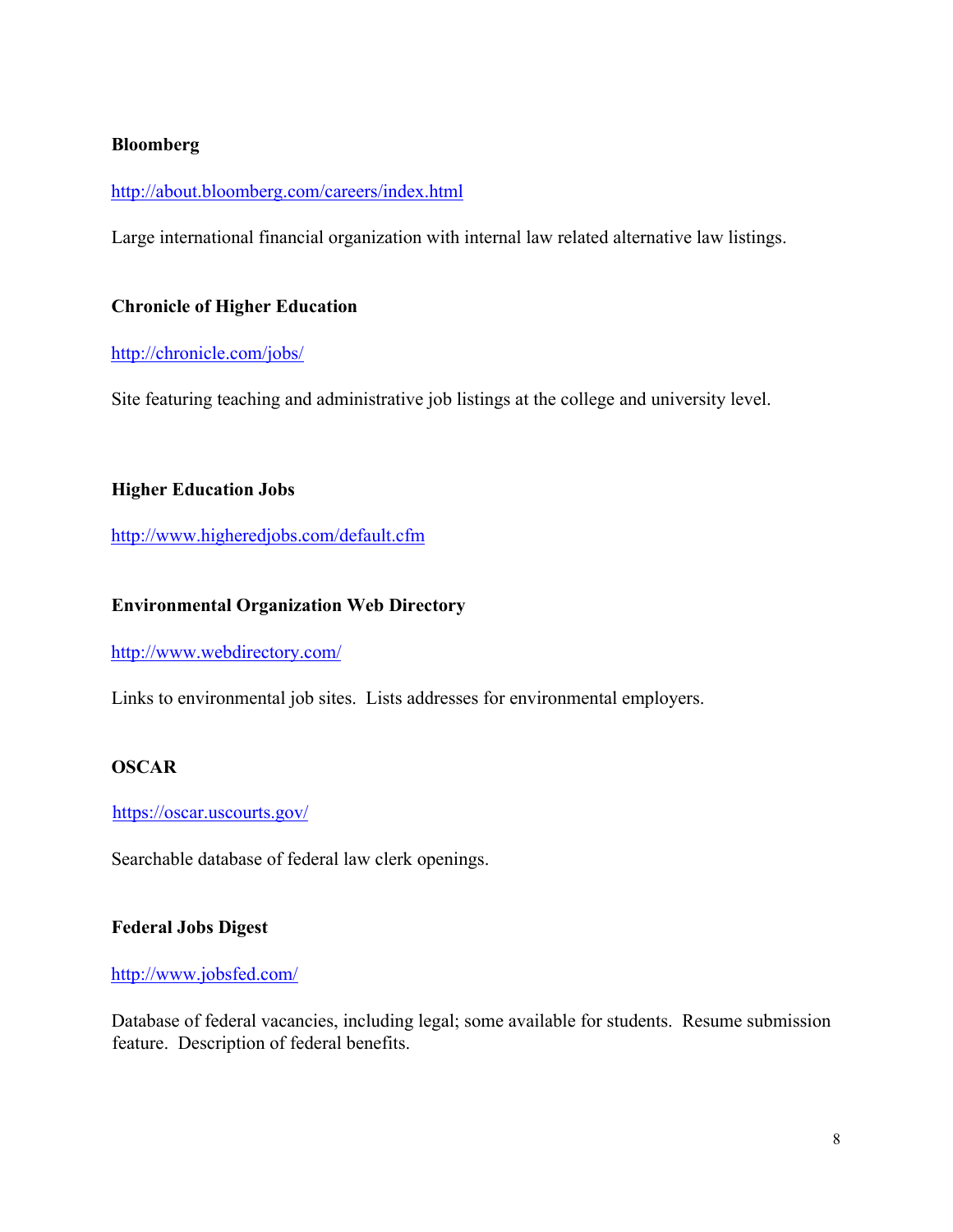**Bloomberg**

http://about.bloomberg.com/careers/index.html

Large international financial organization with internal law related alternative law listings.

**Chronicle of Higher Education**

http://chronicle.com/jobs/

Site featuring teaching and administrative job listings at the college and university level.

**Higher Education Jobs**

http://www.higheredjobs.com/default.cfm

**Environmental Organization Web Directory**

http://www.webdirectory.com/

Links to environmental job sites. Lists addresses for environmental employers.

**OSCAR**

https://oscar.uscourts.gov/

Searchable database of federal law clerk openings.

**Federal Jobs Digest**

http://www.jobsfed.com/

Database of federal vacancies, including legal; some available for students. Resume submission feature. Description of federal benefits.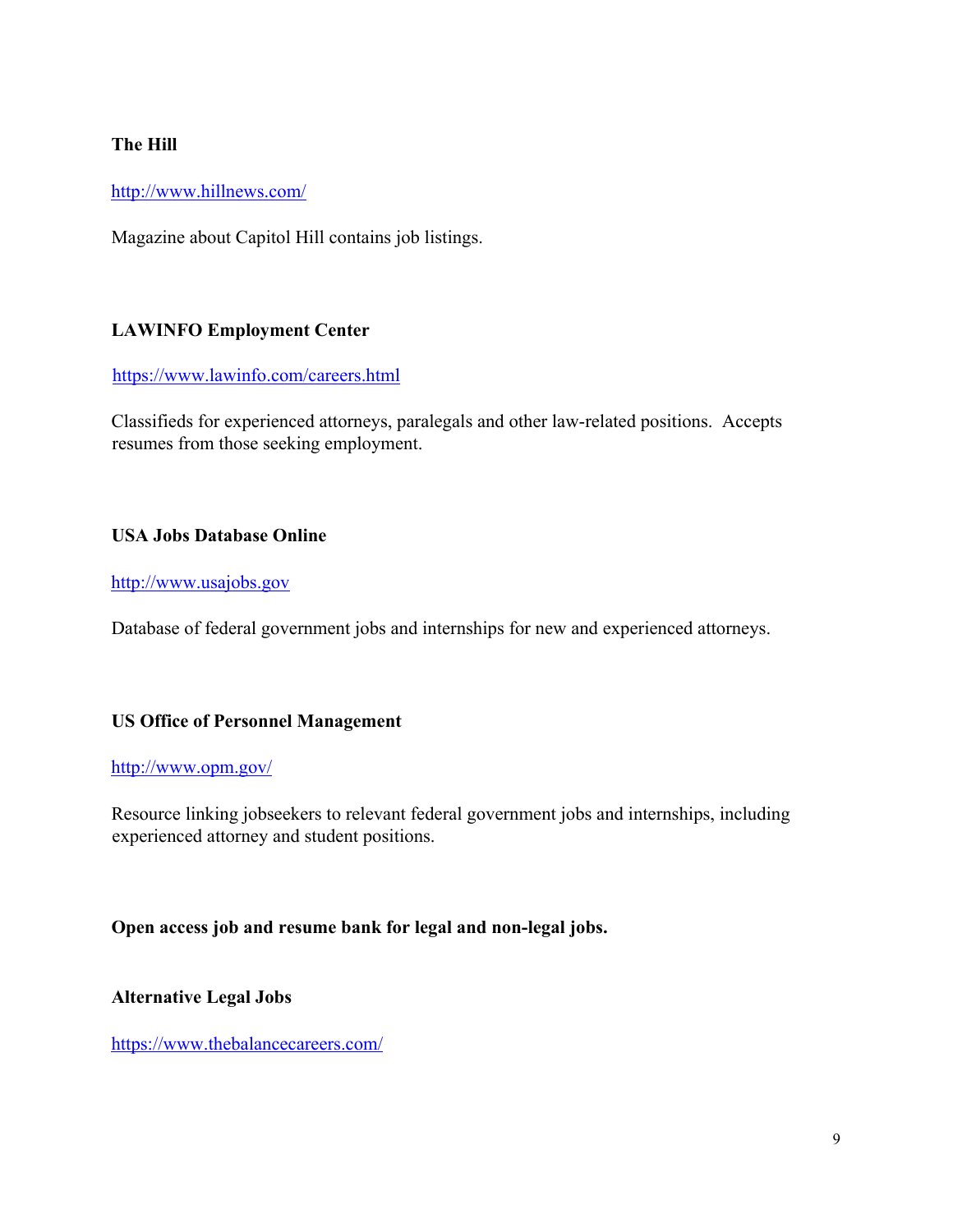**The Hill**

http://www.hillnews.com/

Magazine about Capitol Hill contains job listings.

**LAWINFO Employment Center**

https://www.lawinfo.com/careers.html

Classifieds for experienced attorneys, paralegals and other law-related positions. Accepts resumes from those seeking employment.

**USA Jobs Database Online**

http://www.usajobs.gov

Database of federal government jobs and internships for new and experienced attorneys.

**US Office of Personnel Management**

http://www.opm.gov/

Resource linking jobseekers to relevant federal government jobs and internships, including experienced attorney and student positions.

**Open access job and resume bank for legal and non-legal jobs.**

**Alternative Legal Jobs**

https://www.thebalancecareers.com/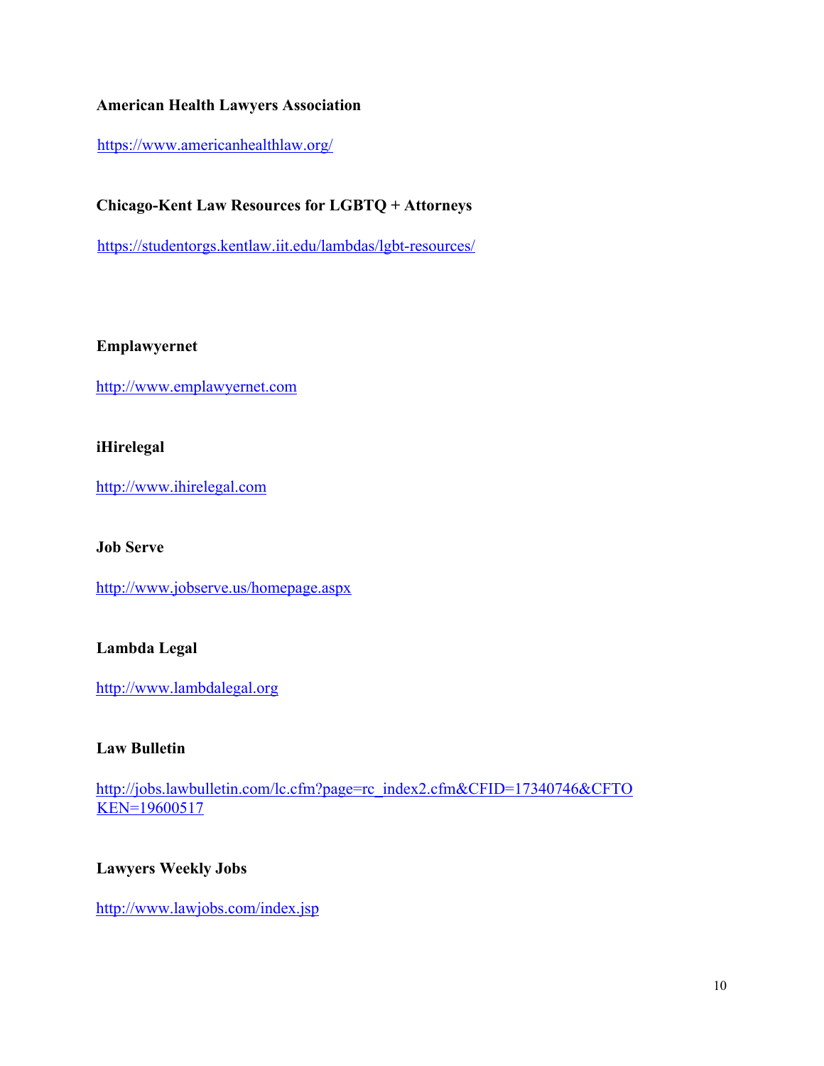**American Health Lawyers Association**

https://www.americanhealthlaw.org/

**Chicago-Kent Law Resources for LGBTQ + Attorneys**

https://studentorgs.kentlaw.iit.edu/lambdas/lgbt-resources/

**Emplawyernet**

http://www.emplawyernet.com

**iHirelegal**

http://www.ihirelegal.com

**Job Serve**

http://www.jobserve.us/homepage.aspx

**Lambda Legal**

http://www.lambdalegal.org

**Law Bulletin**

http://jobs.lawbulletin.com/lc.cfm?page=rc_index2.cfm&CFID=17340746&CFTOKEN=19600517

**Lawyers Weekly Jobs**

http://www.lawjobs.com/index.jsp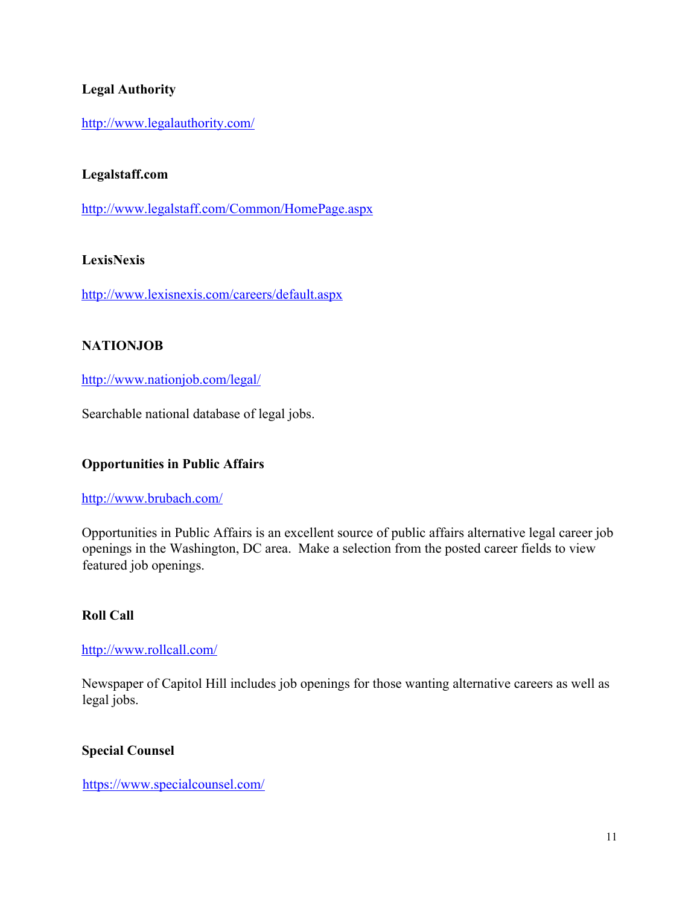**Legal Authority**

http://www.legalauthority.com/

**Legalstaff.com**

http://www.legalstaff.com/Common/HomePage.aspx

**LexisNexis**

http://www.lexisnexis.com/careers/default.aspx

**NATIONJOB**

http://www.nationjob.com/legal/

Searchable national database of legal jobs.

**Opportunities in Public Affairs**

http://www.brubach.com/

Opportunities in Public Affairs is an excellent source of public affairs alternative legal career job openings in the Washington, DC area. Make a selection from the posted career fields to view featured job openings.

**Roll Call**

http://www.rollcall.com/

Newspaper of Capitol Hill includes job openings for those wanting alternative careers as well as legal jobs.

**Special Counsel**

https://www.specialcounsel.com/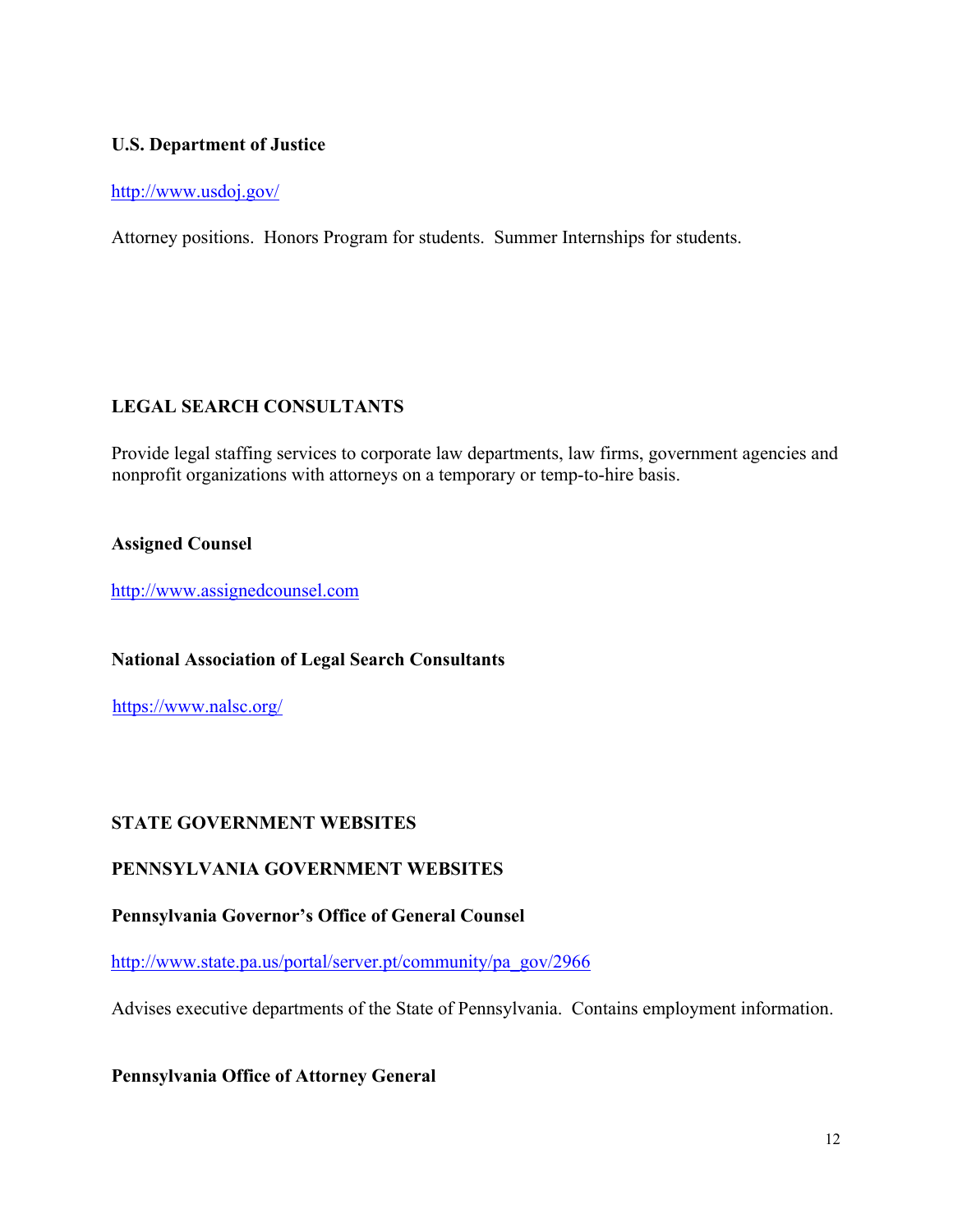**U.S. Department of Justice**

http://www.usdoj.gov/

Attorney positions. Honors Program for students. Summer Internships for students.

## LEGAL SEARCH CONSULTANTS

Provide legal staffing services to corporate law departments, law firms, government agencies and nonprofit organizations with attorneys on a temporary or temp-to-hire basis.

**Assigned Counsel**

http://www.assignedcounsel.com

**National Association of Legal Search Consultants**

https://www.nalsc.org/

## STATE GOVERNMENT WEBSITES

### PENNSYLVANIA GOVERNMENT WEBSITES

**Pennsylvania Governor's Office of General Counsel**

http://www.state.pa.us/portal/server.pt/community/pa_gov/2966

Advises executive departments of the State of Pennsylvania. Contains employment information.

**Pennsylvania Office of Attorney General**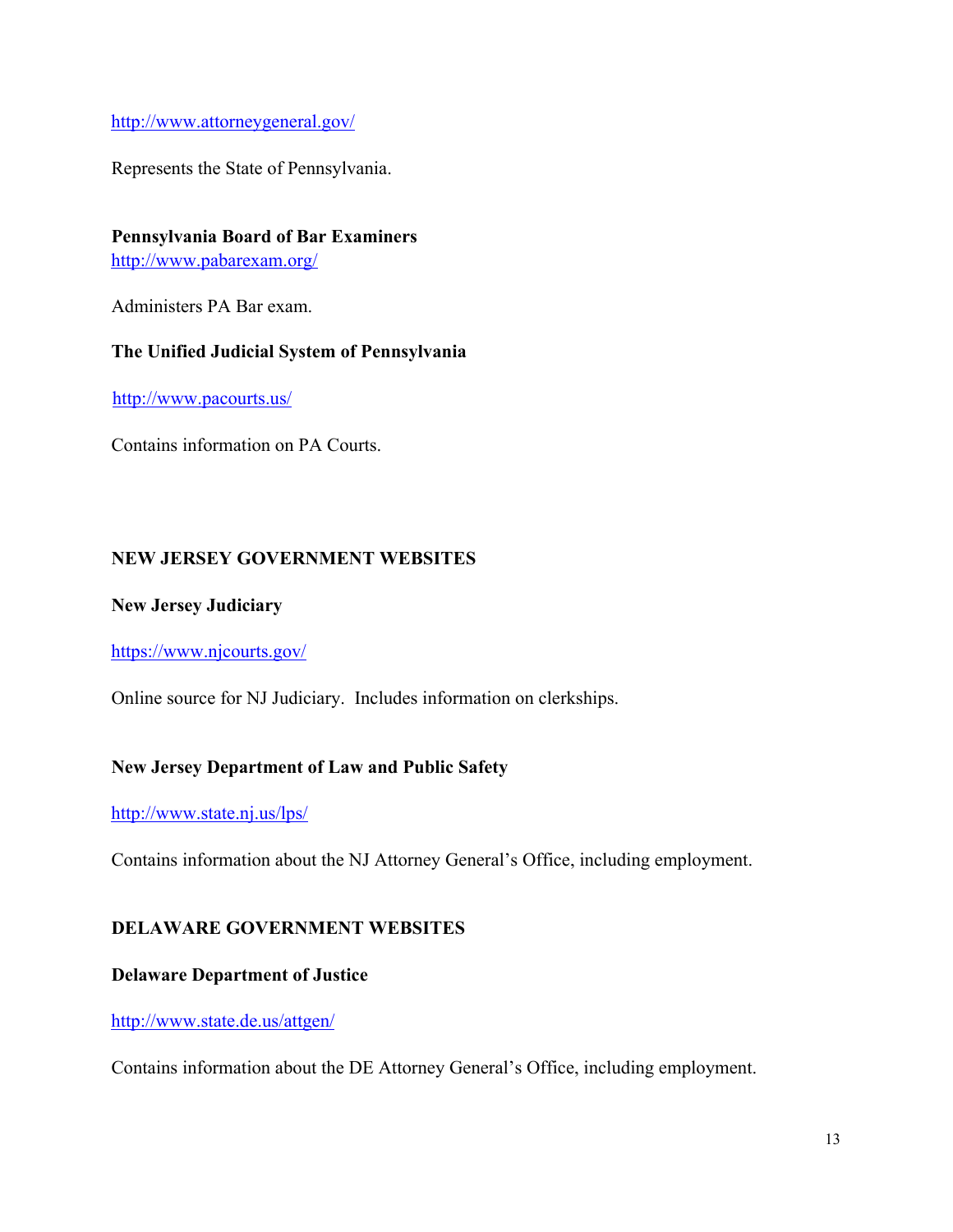http://www.attorneygeneral.gov/

Represents the State of Pennsylvania.

**Pennsylvania Board of Bar Examiners**
http://www.pabarexam.org/

Administers PA Bar exam.

**The Unified Judicial System of Pennsylvania**

http://www.pacourts.us/

Contains information on PA Courts.

## NEW JERSEY GOVERNMENT WEBSITES

**New Jersey Judiciary**

https://www.njcourts.gov/

Online source for NJ Judiciary. Includes information on clerkships.

**New Jersey Department of Law and Public Safety**

http://www.state.nj.us/lps/

Contains information about the NJ Attorney General's Office, including employment.

## DELAWARE GOVERNMENT WEBSITES

**Delaware Department of Justice**

http://www.state.de.us/attgen/

Contains information about the DE Attorney General's Office, including employment.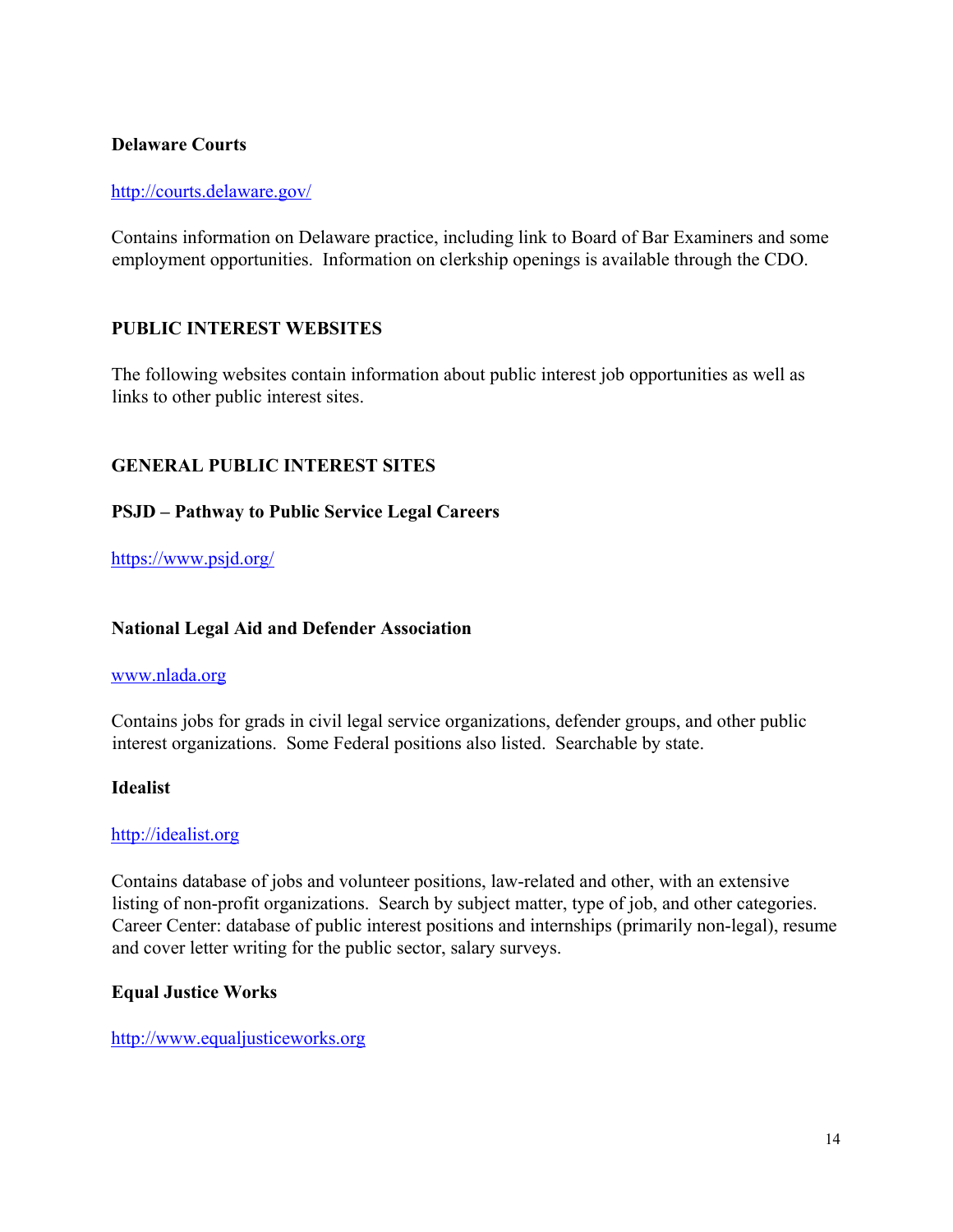**Delaware Courts**

http://courts.delaware.gov/

Contains information on Delaware practice, including link to Board of Bar Examiners and some employment opportunities. Information on clerkship openings is available through the CDO.

## PUBLIC INTEREST WEBSITES

The following websites contain information about public interest job opportunities as well as links to other public interest sites.

## GENERAL PUBLIC INTEREST SITES

**PSJD – Pathway to Public Service Legal Careers**

https://www.psjd.org/

**National Legal Aid and Defender Association**

www.nlada.org

Contains jobs for grads in civil legal service organizations, defender groups, and other public interest organizations. Some Federal positions also listed. Searchable by state.

**Idealist**

http://idealist.org

Contains database of jobs and volunteer positions, law-related and other, with an extensive listing of non-profit organizations. Search by subject matter, type of job, and other categories. Career Center: database of public interest positions and internships (primarily non-legal), resume and cover letter writing for the public sector, salary surveys.

**Equal Justice Works**

http://www.equaljusticeworks.org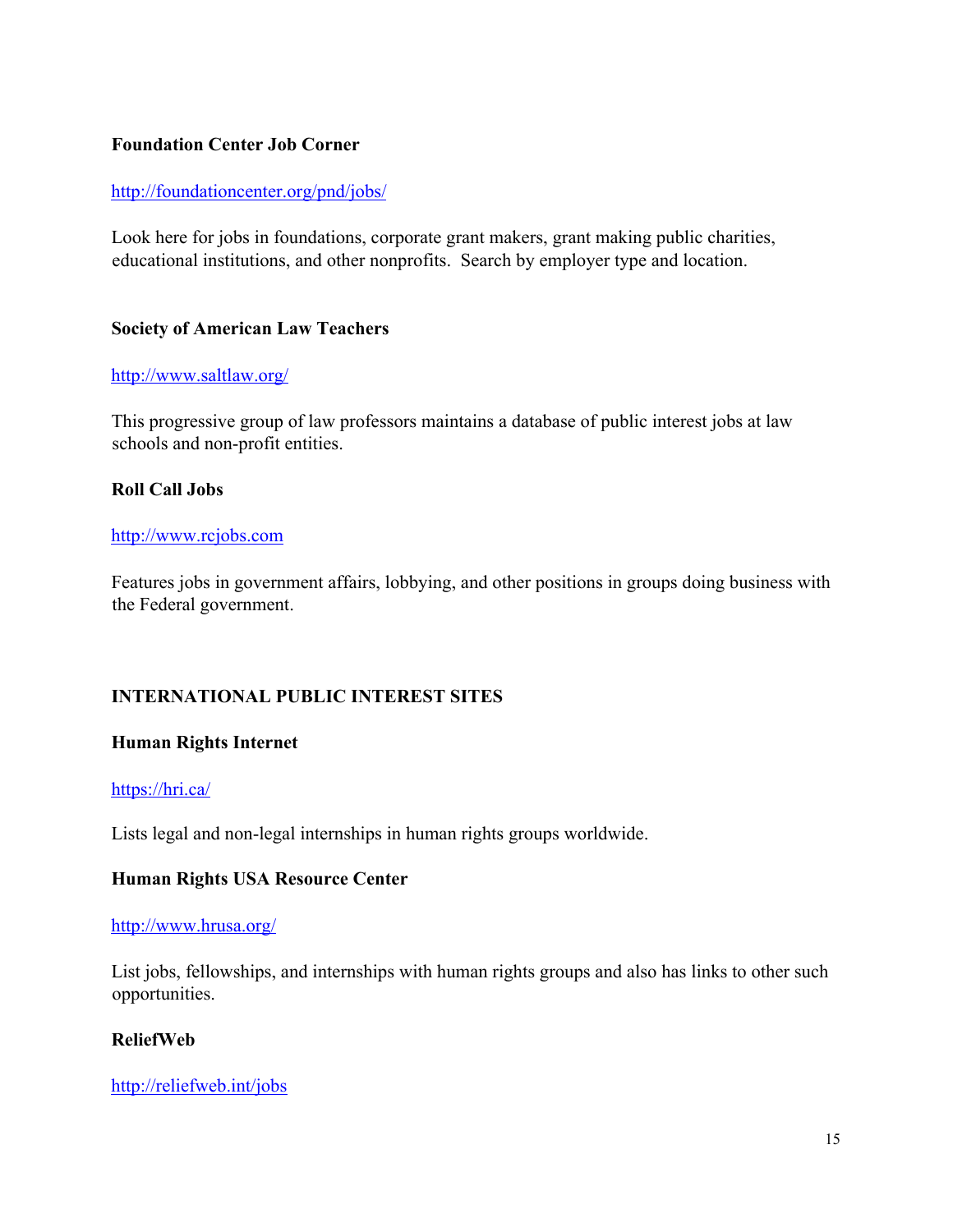**Foundation Center Job Corner**

http://foundationcenter.org/pnd/jobs/

Look here for jobs in foundations, corporate grant makers, grant making public charities, educational institutions, and other nonprofits.  Search by employer type and location.

**Society of American Law Teachers**

http://www.saltlaw.org/

This progressive group of law professors maintains a database of public interest jobs at law schools and non-profit entities.

**Roll Call Jobs**

http://www.rcjobs.com

Features jobs in government affairs, lobbying, and other positions in groups doing business with the Federal government.

## INTERNATIONAL PUBLIC INTEREST SITES

**Human Rights Internet**

https://hri.ca/

Lists legal and non-legal internships in human rights groups worldwide.

**Human Rights USA Resource Center**

http://www.hrusa.org/

List jobs, fellowships, and internships with human rights groups and also has links to other such opportunities.

**ReliefWeb**

http://reliefweb.int/jobs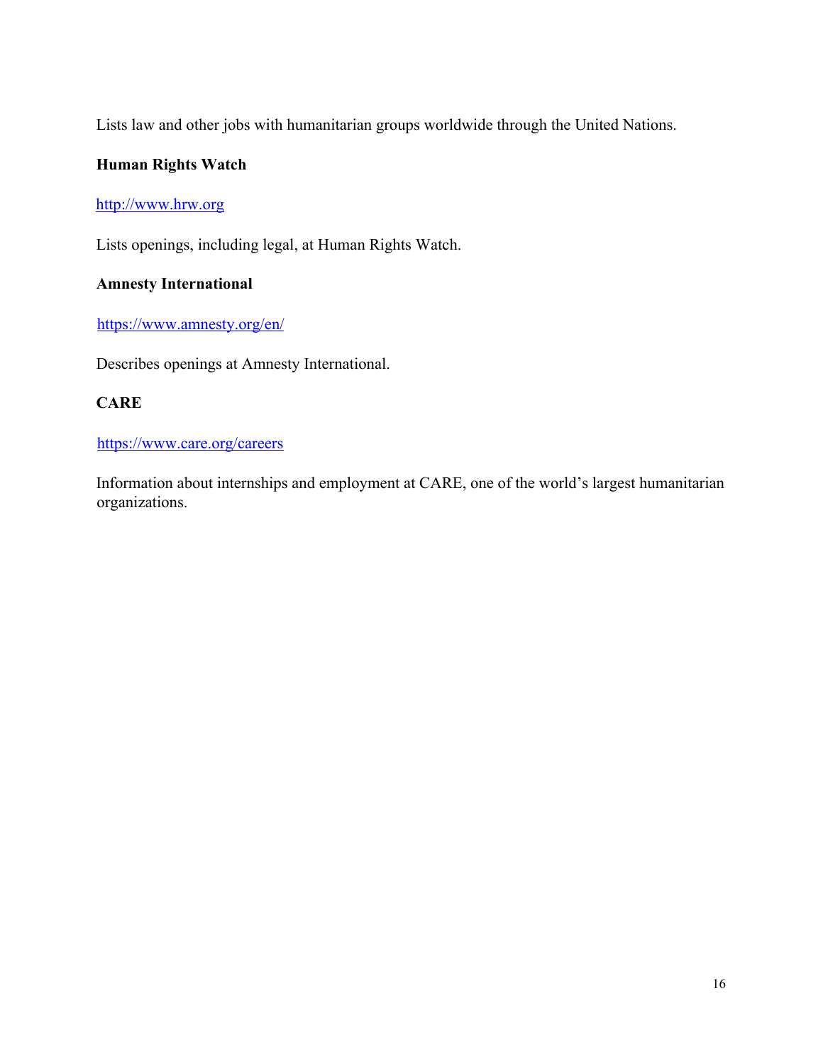Lists law and other jobs with humanitarian groups worldwide through the United Nations.

**Human Rights Watch**

http://www.hrw.org

Lists openings, including legal, at Human Rights Watch.

**Amnesty International**

https://www.amnesty.org/en/

Describes openings at Amnesty International.

**CARE**

https://www.care.org/careers

Information about internships and employment at CARE, one of the world's largest humanitarian organizations.